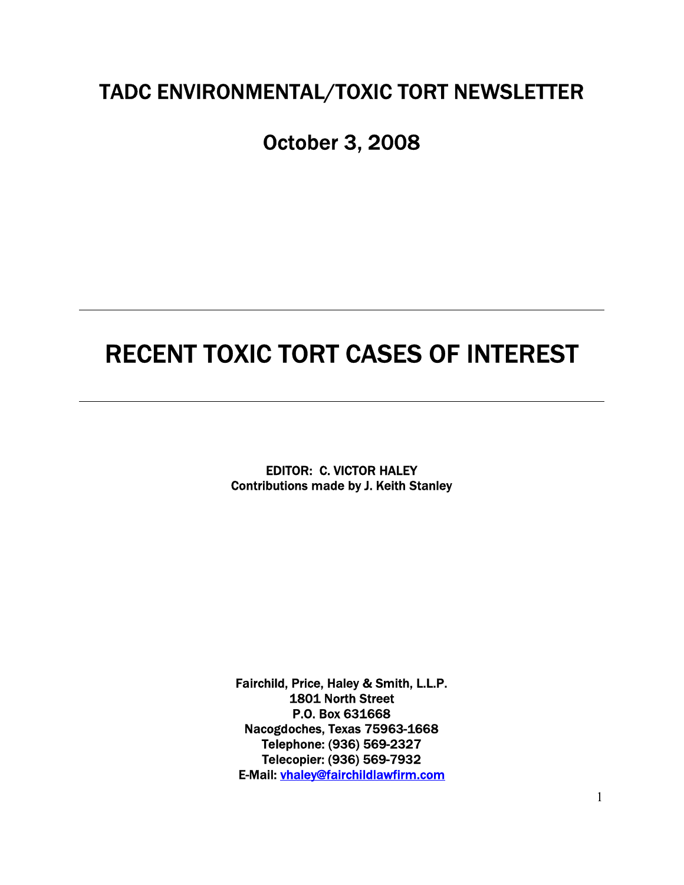# TADC ENVIRONMENTAL/TOXIC TORT NEWSLETTER

## October 3, 2008

---

# RECENT TOXIC TORT CASES OF INTEREST

---

**EDITOR: C. VICTOR HALEY**
**Contributions made by J. Keith Stanley**

**Fairchild, Price, Haley & Smith, L.L.P.**
**1801 North Street**
**P.O. Box 631668**
**Nacogdoches, Texas 75963-1668**
**Telephone: (936) 569-2327**
**Telecopier: (936) 569-7932**
**E-Mail: vhaley@fairchildlawfirm.com**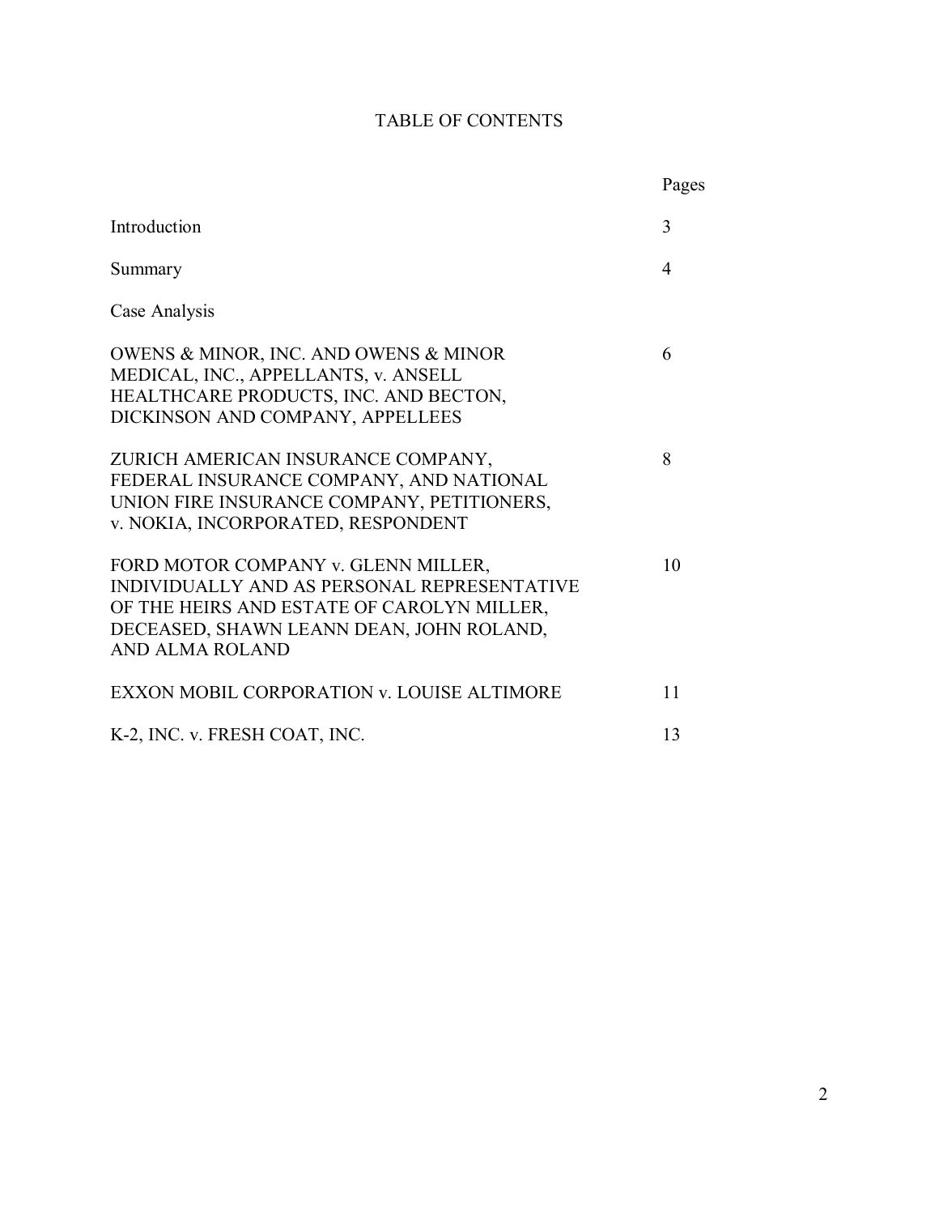# TABLE OF CONTENTS

| | Pages |
|---|---|
| Introduction | 3 |
| Summary | 4 |
| Case Analysis | |
| OWENS & MINOR, INC. AND OWENS & MINOR MEDICAL, INC., APPELLANTS, v. ANSELL HEALTHCARE PRODUCTS, INC. AND BECTON, DICKINSON AND COMPANY, APPELLEES | 6 |
| ZURICH AMERICAN INSURANCE COMPANY, FEDERAL INSURANCE COMPANY, AND NATIONAL UNION FIRE INSURANCE COMPANY, PETITIONERS, v. NOKIA, INCORPORATED, RESPONDENT | 8 |
| FORD MOTOR COMPANY v. GLENN MILLER, INDIVIDUALLY AND AS PERSONAL REPRESENTATIVE OF THE HEIRS AND ESTATE OF CAROLYN MILLER, DECEASED, SHAWN LEANN DEAN, JOHN ROLAND, AND ALMA ROLAND | 10 |
| EXXON MOBIL CORPORATION v. LOUISE ALTIMORE | 11 |
| K-2, INC. v. FRESH COAT, INC. | 13 |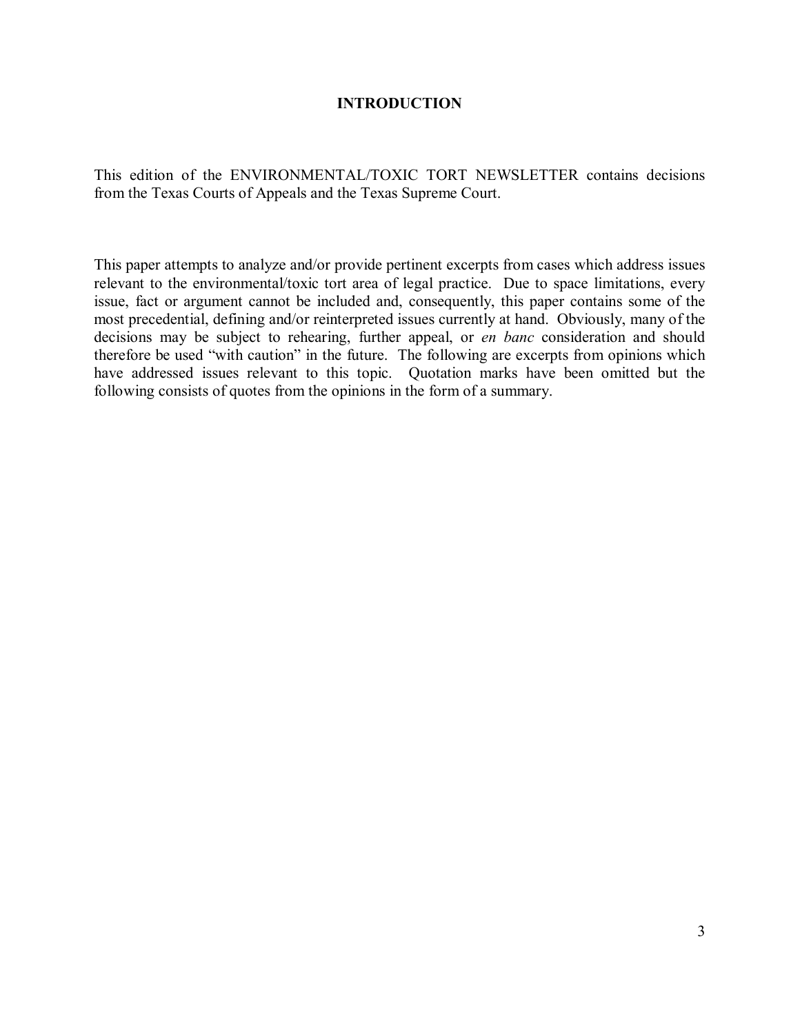# INTRODUCTION

This edition of the ENVIRONMENTAL/TOXIC TORT NEWSLETTER contains decisions from the Texas Courts of Appeals and the Texas Supreme Court.

This paper attempts to analyze and/or provide pertinent excerpts from cases which address issues relevant to the environmental/toxic tort area of legal practice. Due to space limitations, every issue, fact or argument cannot be included and, consequently, this paper contains some of the most precedential, defining and/or reinterpreted issues currently at hand. Obviously, many of the decisions may be subject to rehearing, further appeal, or *en banc* consideration and should therefore be used "with caution" in the future. The following are excerpts from opinions which have addressed issues relevant to this topic. Quotation marks have been omitted but the following consists of quotes from the opinions in the form of a summary.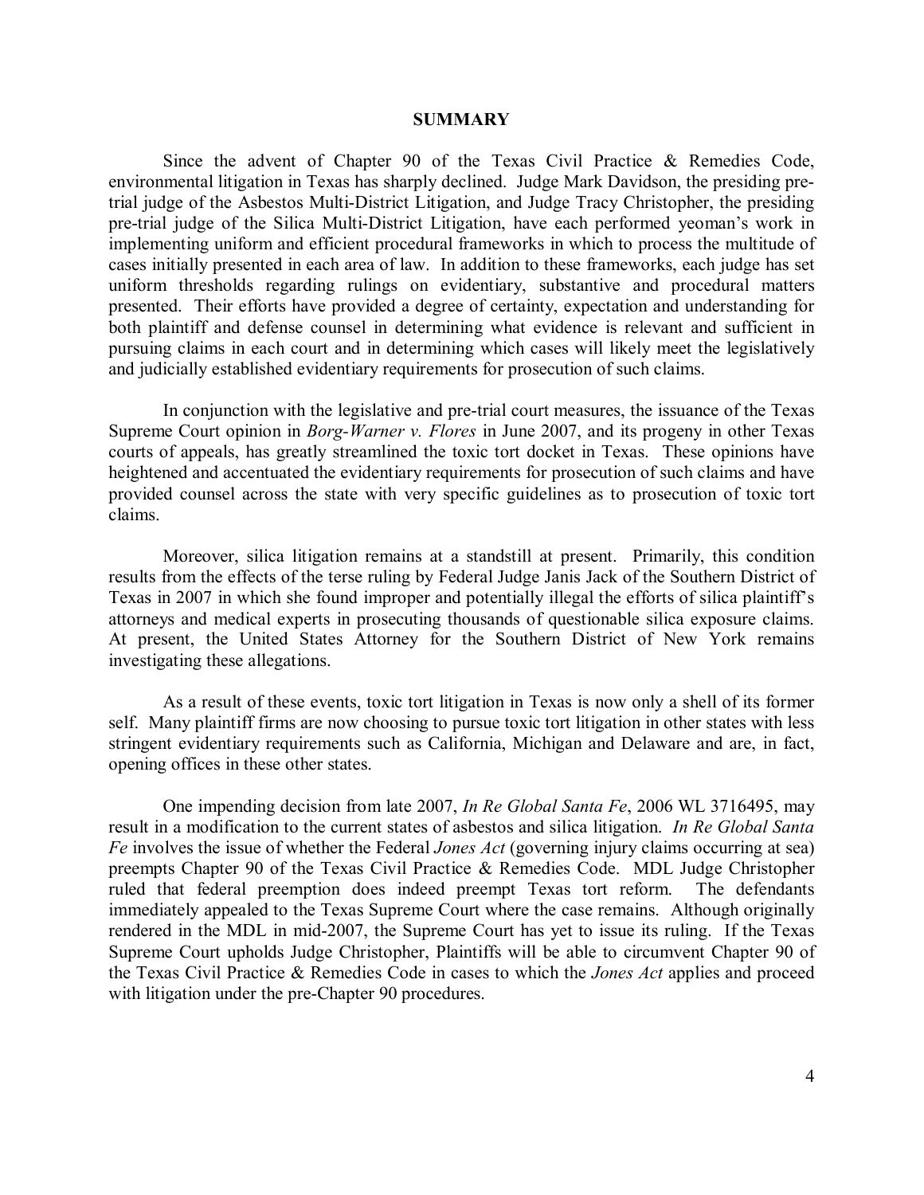## SUMMARY

Since the advent of Chapter 90 of the Texas Civil Practice & Remedies Code, environmental litigation in Texas has sharply declined. Judge Mark Davidson, the presiding pre-trial judge of the Asbestos Multi-District Litigation, and Judge Tracy Christopher, the presiding pre-trial judge of the Silica Multi-District Litigation, have each performed yeoman's work in implementing uniform and efficient procedural frameworks in which to process the multitude of cases initially presented in each area of law. In addition to these frameworks, each judge has set uniform thresholds regarding rulings on evidentiary, substantive and procedural matters presented. Their efforts have provided a degree of certainty, expectation and understanding for both plaintiff and defense counsel in determining what evidence is relevant and sufficient in pursuing claims in each court and in determining which cases will likely meet the legislatively and judicially established evidentiary requirements for prosecution of such claims.

In conjunction with the legislative and pre-trial court measures, the issuance of the Texas Supreme Court opinion in *Borg-Warner v. Flores* in June 2007, and its progeny in other Texas courts of appeals, has greatly streamlined the toxic tort docket in Texas. These opinions have heightened and accentuated the evidentiary requirements for prosecution of such claims and have provided counsel across the state with very specific guidelines as to prosecution of toxic tort claims.

Moreover, silica litigation remains at a standstill at present. Primarily, this condition results from the effects of the terse ruling by Federal Judge Janis Jack of the Southern District of Texas in 2007 in which she found improper and potentially illegal the efforts of silica plaintiff's attorneys and medical experts in prosecuting thousands of questionable silica exposure claims. At present, the United States Attorney for the Southern District of New York remains investigating these allegations.

As a result of these events, toxic tort litigation in Texas is now only a shell of its former self. Many plaintiff firms are now choosing to pursue toxic tort litigation in other states with less stringent evidentiary requirements such as California, Michigan and Delaware and are, in fact, opening offices in these other states.

One impending decision from late 2007, *In Re Global Santa Fe*, 2006 WL 3716495, may result in a modification to the current states of asbestos and silica litigation. *In Re Global Santa Fe* involves the issue of whether the Federal *Jones Act* (governing injury claims occurring at sea) preempts Chapter 90 of the Texas Civil Practice & Remedies Code. MDL Judge Christopher ruled that federal preemption does indeed preempt Texas tort reform. The defendants immediately appealed to the Texas Supreme Court where the case remains. Although originally rendered in the MDL in mid-2007, the Supreme Court has yet to issue its ruling. If the Texas Supreme Court upholds Judge Christopher, Plaintiffs will be able to circumvent Chapter 90 of the Texas Civil Practice & Remedies Code in cases to which the *Jones Act* applies and proceed with litigation under the pre-Chapter 90 procedures.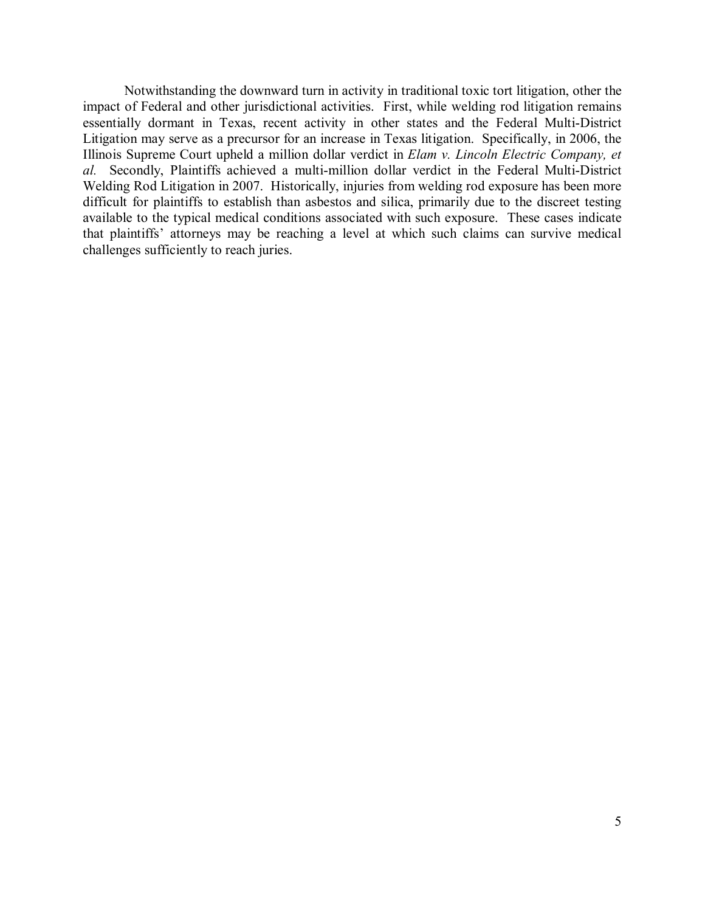Notwithstanding the downward turn in activity in traditional toxic tort litigation, other the impact of Federal and other jurisdictional activities. First, while welding rod litigation remains essentially dormant in Texas, recent activity in other states and the Federal Multi-District Litigation may serve as a precursor for an increase in Texas litigation. Specifically, in 2006, the Illinois Supreme Court upheld a million dollar verdict in *Elam v. Lincoln Electric Company, et al.* Secondly, Plaintiffs achieved a multi-million dollar verdict in the Federal Multi-District Welding Rod Litigation in 2007. Historically, injuries from welding rod exposure has been more difficult for plaintiffs to establish than asbestos and silica, primarily due to the discreet testing available to the typical medical conditions associated with such exposure. These cases indicate that plaintiffs' attorneys may be reaching a level at which such claims can survive medical challenges sufficiently to reach juries.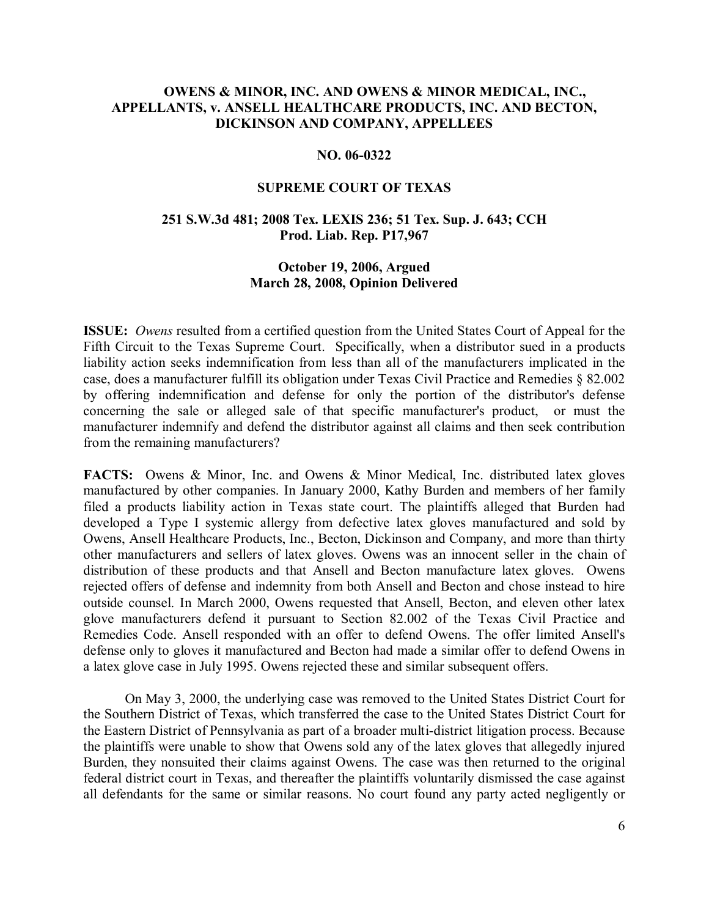**OWENS & MINOR, INC. AND OWENS & MINOR MEDICAL, INC., APPELLANTS, v. ANSELL HEALTHCARE PRODUCTS, INC. AND BECTON, DICKINSON AND COMPANY, APPELLEES**

**NO. 06-0322**

**SUPREME COURT OF TEXAS**

**251 S.W.3d 481; 2008 Tex. LEXIS 236; 51 Tex. Sup. J. 643; CCH Prod. Liab. Rep. P17,967**

**October 19, 2006, Argued**
**March 28, 2008, Opinion Delivered**

**ISSUE:** *Owens* resulted from a certified question from the United States Court of Appeal for the Fifth Circuit to the Texas Supreme Court. Specifically, when a distributor sued in a products liability action seeks indemnification from less than all of the manufacturers implicated in the case, does a manufacturer fulfill its obligation under Texas Civil Practice and Remedies § 82.002 by offering indemnification and defense for only the portion of the distributor's defense concerning the sale or alleged sale of that specific manufacturer's product, or must the manufacturer indemnify and defend the distributor against all claims and then seek contribution from the remaining manufacturers?

**FACTS:** Owens & Minor, Inc. and Owens & Minor Medical, Inc. distributed latex gloves manufactured by other companies. In January 2000, Kathy Burden and members of her family filed a products liability action in Texas state court. The plaintiffs alleged that Burden had developed a Type I systemic allergy from defective latex gloves manufactured and sold by Owens, Ansell Healthcare Products, Inc., Becton, Dickinson and Company, and more than thirty other manufacturers and sellers of latex gloves. Owens was an innocent seller in the chain of distribution of these products and that Ansell and Becton manufacture latex gloves. Owens rejected offers of defense and indemnity from both Ansell and Becton and chose instead to hire outside counsel. In March 2000, Owens requested that Ansell, Becton, and eleven other latex glove manufacturers defend it pursuant to Section 82.002 of the Texas Civil Practice and Remedies Code. Ansell responded with an offer to defend Owens. The offer limited Ansell's defense only to gloves it manufactured and Becton had made a similar offer to defend Owens in a latex glove case in July 1995. Owens rejected these and similar subsequent offers.

On May 3, 2000, the underlying case was removed to the United States District Court for the Southern District of Texas, which transferred the case to the United States District Court for the Eastern District of Pennsylvania as part of a broader multi-district litigation process. Because the plaintiffs were unable to show that Owens sold any of the latex gloves that allegedly injured Burden, they nonsuited their claims against Owens. The case was then returned to the original federal district court in Texas, and thereafter the plaintiffs voluntarily dismissed the case against all defendants for the same or similar reasons. No court found any party acted negligently or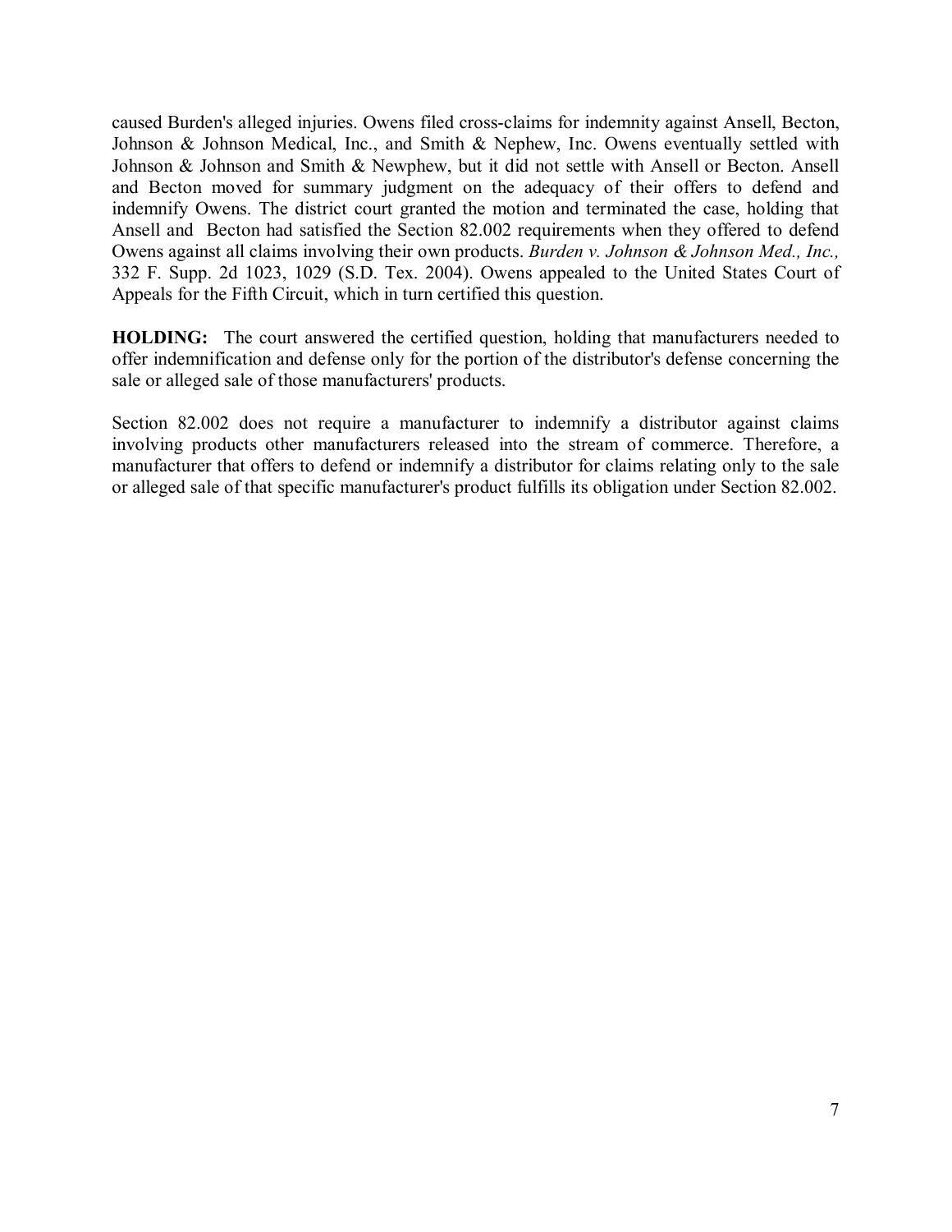caused Burden's alleged injuries. Owens filed cross-claims for indemnity against Ansell, Becton, Johnson & Johnson Medical, Inc., and Smith & Nephew, Inc. Owens eventually settled with Johnson & Johnson and Smith & Newphew, but it did not settle with Ansell or Becton. Ansell and Becton moved for summary judgment on the adequacy of their offers to defend and indemnify Owens. The district court granted the motion and terminated the case, holding that Ansell and Becton had satisfied the Section 82.002 requirements when they offered to defend Owens against all claims involving their own products. *Burden v. Johnson & Johnson Med., Inc.,* 332 F. Supp. 2d 1023, 1029 (S.D. Tex. 2004). Owens appealed to the United States Court of Appeals for the Fifth Circuit, which in turn certified this question.

**HOLDING:** The court answered the certified question, holding that manufacturers needed to offer indemnification and defense only for the portion of the distributor's defense concerning the sale or alleged sale of those manufacturers' products.

Section 82.002 does not require a manufacturer to indemnify a distributor against claims involving products other manufacturers released into the stream of commerce. Therefore, a manufacturer that offers to defend or indemnify a distributor for claims relating only to the sale or alleged sale of that specific manufacturer's product fulfills its obligation under Section 82.002.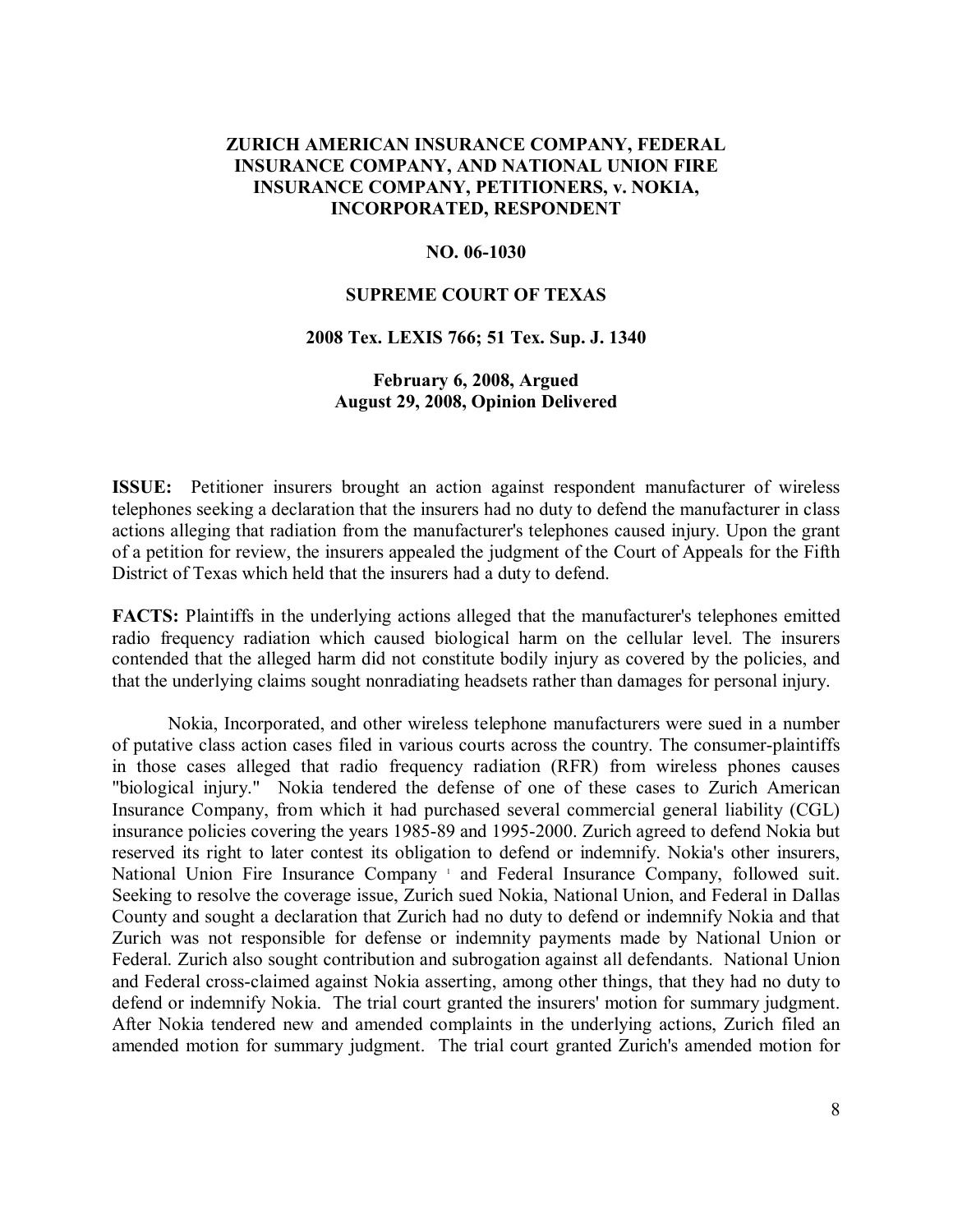**ZURICH AMERICAN INSURANCE COMPANY, FEDERAL INSURANCE COMPANY, AND NATIONAL UNION FIRE INSURANCE COMPANY, PETITIONERS, v. NOKIA, INCORPORATED, RESPONDENT**

**NO. 06-1030**

**SUPREME COURT OF TEXAS**

**2008 Tex. LEXIS 766; 51 Tex. Sup. J. 1340**

**February 6, 2008, Argued**
**August 29, 2008, Opinion Delivered**

**ISSUE:** Petitioner insurers brought an action against respondent manufacturer of wireless telephones seeking a declaration that the insurers had no duty to defend the manufacturer in class actions alleging that radiation from the manufacturer's telephones caused injury. Upon the grant of a petition for review, the insurers appealed the judgment of the Court of Appeals for the Fifth District of Texas which held that the insurers had a duty to defend.

**FACTS:** Plaintiffs in the underlying actions alleged that the manufacturer's telephones emitted radio frequency radiation which caused biological harm on the cellular level. The insurers contended that the alleged harm did not constitute bodily injury as covered by the policies, and that the underlying claims sought nonradiating headsets rather than damages for personal injury.

Nokia, Incorporated, and other wireless telephone manufacturers were sued in a number of putative class action cases filed in various courts across the country. The consumer-plaintiffs in those cases alleged that radio frequency radiation (RFR) from wireless phones causes "biological injury." Nokia tendered the defense of one of these cases to Zurich American Insurance Company, from which it had purchased several commercial general liability (CGL) insurance policies covering the years 1985-89 and 1995-2000. Zurich agreed to defend Nokia but reserved its right to later contest its obligation to defend or indemnify. Nokia's other insurers, National Union Fire Insurance Company [1] and Federal Insurance Company, followed suit. Seeking to resolve the coverage issue, Zurich sued Nokia, National Union, and Federal in Dallas County and sought a declaration that Zurich had no duty to defend or indemnify Nokia and that Zurich was not responsible for defense or indemnity payments made by National Union or Federal. Zurich also sought contribution and subrogation against all defendants. National Union and Federal cross-claimed against Nokia asserting, among other things, that they had no duty to defend or indemnify Nokia. The trial court granted the insurers' motion for summary judgment. After Nokia tendered new and amended complaints in the underlying actions, Zurich filed an amended motion for summary judgment. The trial court granted Zurich's amended motion for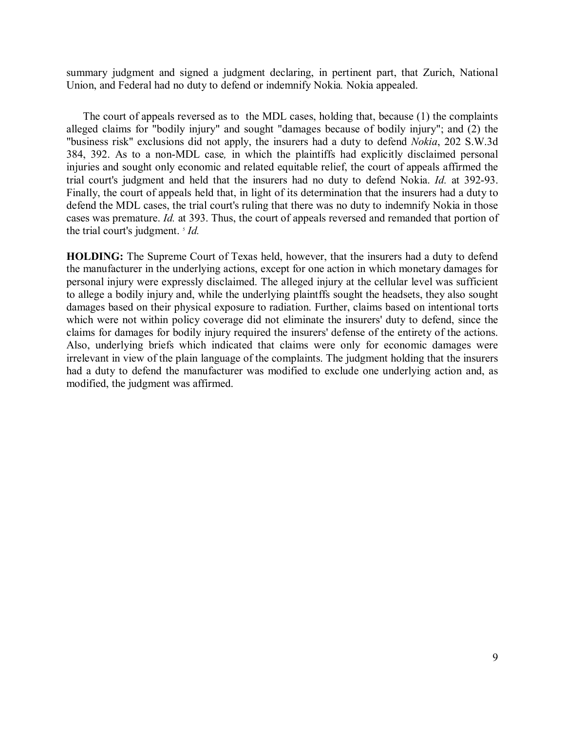summary judgment and signed a judgment declaring, in pertinent part, that Zurich, National Union, and Federal had no duty to defend or indemnify Nokia*.* Nokia appealed.

The court of appeals reversed as to the MDL cases, holding that, because (1) the complaints alleged claims for "bodily injury" and sought "damages because of bodily injury"; and (2) the "business risk" exclusions did not apply, the insurers had a duty to defend *Nokia*, 202 S.W.3d 384, 392. As to a non-MDL case*,* in which the plaintiffs had explicitly disclaimed personal injuries and sought only economic and related equitable relief, the court of appeals affirmed the trial court's judgment and held that the insurers had no duty to defend Nokia. *Id.* at 392-93. Finally, the court of appeals held that, in light of its determination that the insurers had a duty to defend the MDL cases, the trial court's ruling that there was no duty to indemnify Nokia in those cases was premature. *Id.* at 393. Thus, the court of appeals reversed and remanded that portion of the trial court's judgment. [5] *Id.*

**HOLDING:** The Supreme Court of Texas held, however, that the insurers had a duty to defend the manufacturer in the underlying actions, except for one action in which monetary damages for personal injury were expressly disclaimed. The alleged injury at the cellular level was sufficient to allege a bodily injury and, while the underlying plaintffs sought the headsets, they also sought damages based on their physical exposure to radiation. Further, claims based on intentional torts which were not within policy coverage did not eliminate the insurers' duty to defend, since the claims for damages for bodily injury required the insurers' defense of the entirety of the actions. Also, underlying briefs which indicated that claims were only for economic damages were irrelevant in view of the plain language of the complaints. The judgment holding that the insurers had a duty to defend the manufacturer was modified to exclude one underlying action and, as modified, the judgment was affirmed.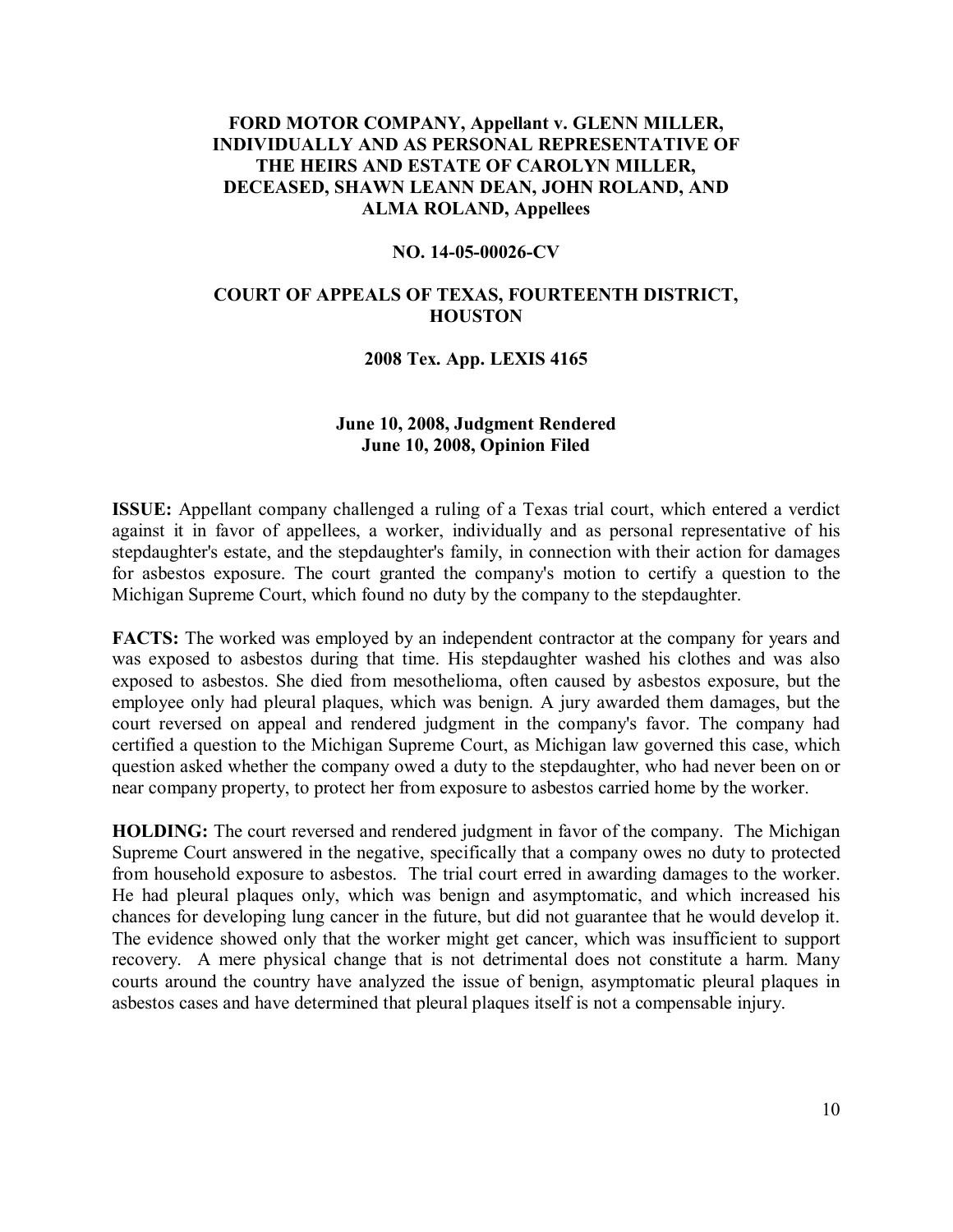**FORD MOTOR COMPANY, Appellant v. GLENN MILLER, INDIVIDUALLY AND AS PERSONAL REPRESENTATIVE OF THE HEIRS AND ESTATE OF CAROLYN MILLER, DECEASED, SHAWN LEANN DEAN, JOHN ROLAND, AND ALMA ROLAND, Appellees**

**NO. 14-05-00026-CV**

**COURT OF APPEALS OF TEXAS, FOURTEENTH DISTRICT, HOUSTON**

**2008 Tex. App. LEXIS 4165**

**June 10, 2008, Judgment Rendered**
**June 10, 2008, Opinion Filed**

**ISSUE:** Appellant company challenged a ruling of a Texas trial court, which entered a verdict against it in favor of appellees, a worker, individually and as personal representative of his stepdaughter's estate, and the stepdaughter's family, in connection with their action for damages for asbestos exposure. The court granted the company's motion to certify a question to the Michigan Supreme Court, which found no duty by the company to the stepdaughter.

**FACTS:** The worked was employed by an independent contractor at the company for years and was exposed to asbestos during that time. His stepdaughter washed his clothes and was also exposed to asbestos. She died from mesothelioma, often caused by asbestos exposure, but the employee only had pleural plaques, which was benign. A jury awarded them damages, but the court reversed on appeal and rendered judgment in the company's favor. The company had certified a question to the Michigan Supreme Court, as Michigan law governed this case, which question asked whether the company owed a duty to the stepdaughter, who had never been on or near company property, to protect her from exposure to asbestos carried home by the worker.

**HOLDING:** The court reversed and rendered judgment in favor of the company. The Michigan Supreme Court answered in the negative, specifically that a company owes no duty to protected from household exposure to asbestos. The trial court erred in awarding damages to the worker. He had pleural plaques only, which was benign and asymptomatic, and which increased his chances for developing lung cancer in the future, but did not guarantee that he would develop it. The evidence showed only that the worker might get cancer, which was insufficient to support recovery. A mere physical change that is not detrimental does not constitute a harm. Many courts around the country have analyzed the issue of benign, asymptomatic pleural plaques in asbestos cases and have determined that pleural plaques itself is not a compensable injury.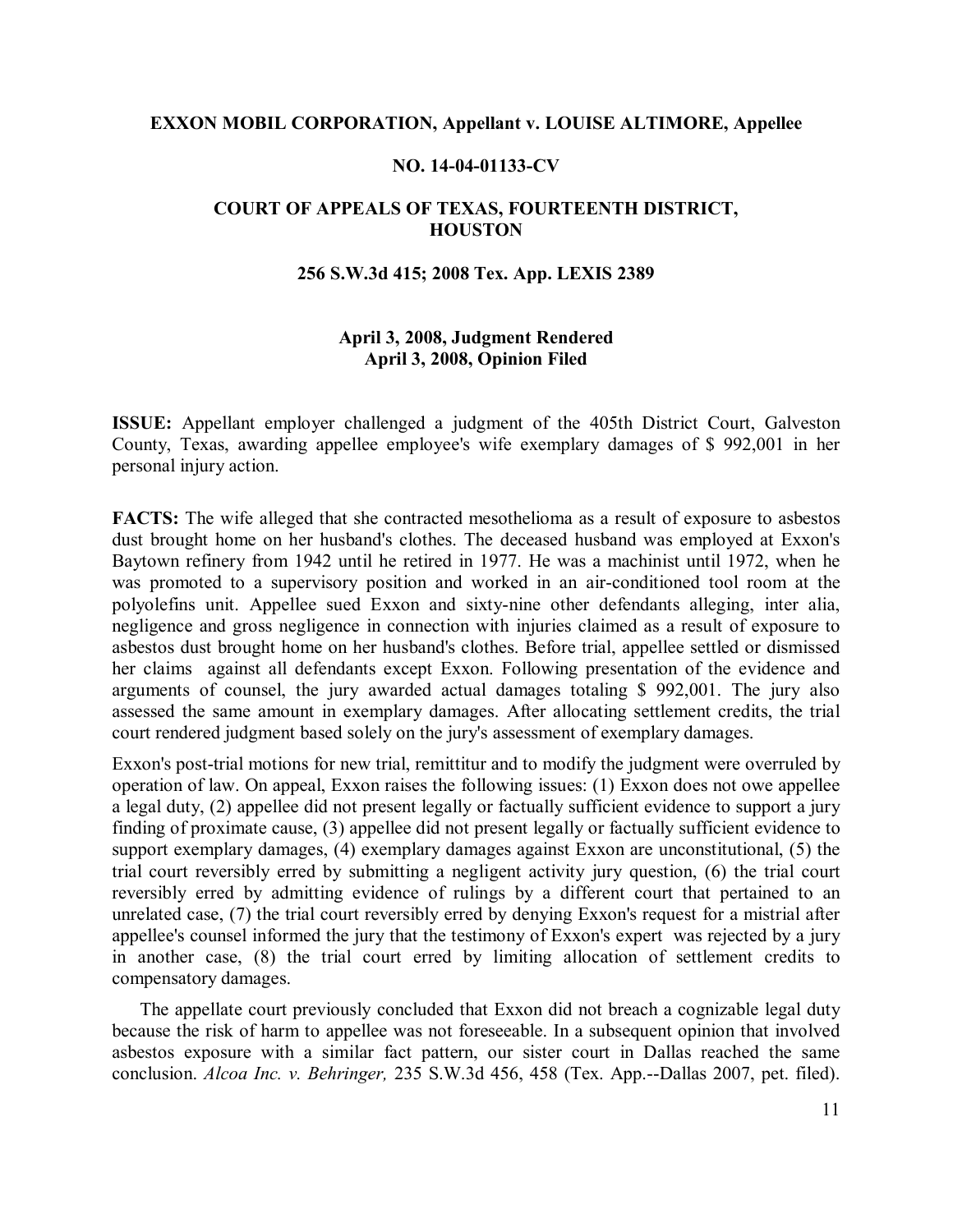**EXXON MOBIL CORPORATION, Appellant v. LOUISE ALTIMORE, Appellee**

**NO. 14-04-01133-CV**

**COURT OF APPEALS OF TEXAS, FOURTEENTH DISTRICT, HOUSTON**

**256 S.W.3d 415; 2008 Tex. App. LEXIS 2389**

**April 3, 2008, Judgment Rendered**
**April 3, 2008, Opinion Filed**

**ISSUE:** Appellant employer challenged a judgment of the 405th District Court, Galveston County, Texas, awarding appellee employee's wife exemplary damages of $ 992,001 in her personal injury action.

**FACTS:** The wife alleged that she contracted mesothelioma as a result of exposure to asbestos dust brought home on her husband's clothes. The deceased husband was employed at Exxon's Baytown refinery from 1942 until he retired in 1977. He was a machinist until 1972, when he was promoted to a supervisory position and worked in an air-conditioned tool room at the polyolefins unit. Appellee sued Exxon and sixty-nine other defendants alleging, inter alia, negligence and gross negligence in connection with injuries claimed as a result of exposure to asbestos dust brought home on her husband's clothes. Before trial, appellee settled or dismissed her claims against all defendants except Exxon. Following presentation of the evidence and arguments of counsel, the jury awarded actual damages totaling $ 992,001. The jury also assessed the same amount in exemplary damages. After allocating settlement credits, the trial court rendered judgment based solely on the jury's assessment of exemplary damages.

Exxon's post-trial motions for new trial, remittitur and to modify the judgment were overruled by operation of law. On appeal, Exxon raises the following issues: (1) Exxon does not owe appellee a legal duty, (2) appellee did not present legally or factually sufficient evidence to support a jury finding of proximate cause, (3) appellee did not present legally or factually sufficient evidence to support exemplary damages, (4) exemplary damages against Exxon are unconstitutional, (5) the trial court reversibly erred by submitting a negligent activity jury question, (6) the trial court reversibly erred by admitting evidence of rulings by a different court that pertained to an unrelated case, (7) the trial court reversibly erred by denying Exxon's request for a mistrial after appellee's counsel informed the jury that the testimony of Exxon's expert was rejected by a jury in another case, (8) the trial court erred by limiting allocation of settlement credits to compensatory damages.

The appellate court previously concluded that Exxon did not breach a cognizable legal duty because the risk of harm to appellee was not foreseeable. In a subsequent opinion that involved asbestos exposure with a similar fact pattern, our sister court in Dallas reached the same conclusion. *Alcoa Inc. v. Behringer,* 235 S.W.3d 456, 458 (Tex. App.--Dallas 2007, pet. filed).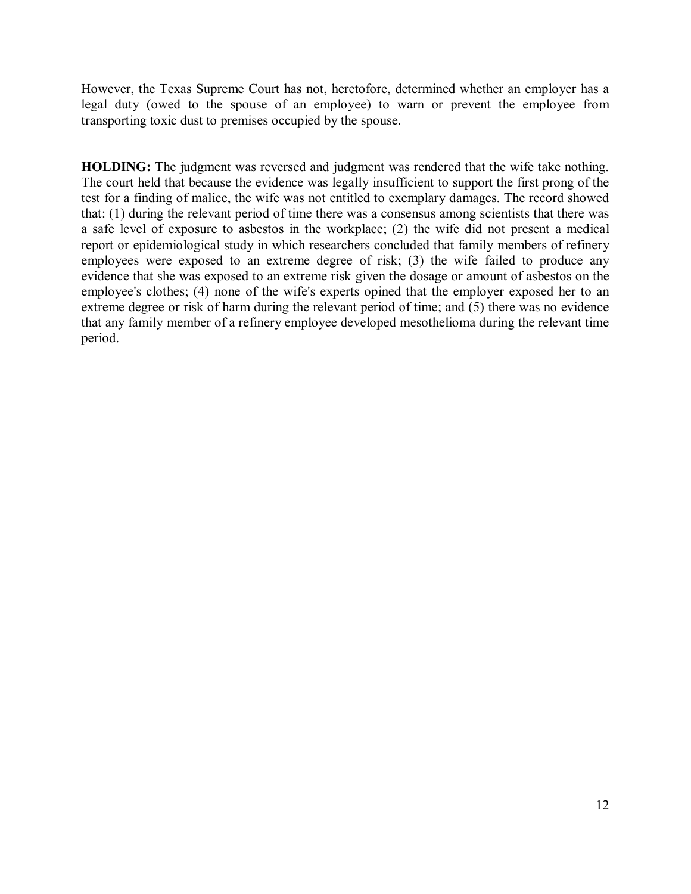However, the Texas Supreme Court has not, heretofore, determined whether an employer has a legal duty (owed to the spouse of an employee) to warn or prevent the employee from transporting toxic dust to premises occupied by the spouse.

**HOLDING:** The judgment was reversed and judgment was rendered that the wife take nothing. The court held that because the evidence was legally insufficient to support the first prong of the test for a finding of malice, the wife was not entitled to exemplary damages. The record showed that: (1) during the relevant period of time there was a consensus among scientists that there was a safe level of exposure to asbestos in the workplace; (2) the wife did not present a medical report or epidemiological study in which researchers concluded that family members of refinery employees were exposed to an extreme degree of risk; (3) the wife failed to produce any evidence that she was exposed to an extreme risk given the dosage or amount of asbestos on the employee's clothes; (4) none of the wife's experts opined that the employer exposed her to an extreme degree or risk of harm during the relevant period of time; and (5) there was no evidence that any family member of a refinery employee developed mesothelioma during the relevant time period.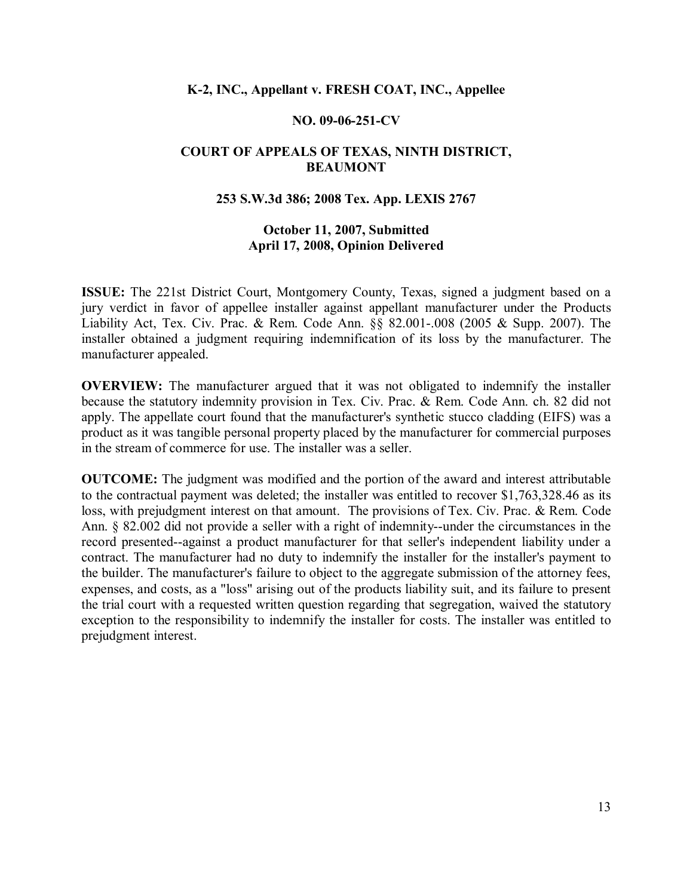**K-2, INC., Appellant v. FRESH COAT, INC., Appellee**

**NO. 09-06-251-CV**

**COURT OF APPEALS OF TEXAS, NINTH DISTRICT, BEAUMONT**

**253 S.W.3d 386; 2008 Tex. App. LEXIS 2767**

**October 11, 2007, Submitted**
**April 17, 2008, Opinion Delivered**

**ISSUE:** The 221st District Court, Montgomery County, Texas, signed a judgment based on a jury verdict in favor of appellee installer against appellant manufacturer under the Products Liability Act, Tex. Civ. Prac. & Rem. Code Ann. §§ 82.001-.008 (2005 & Supp. 2007). The installer obtained a judgment requiring indemnification of its loss by the manufacturer. The manufacturer appealed.

**OVERVIEW:** The manufacturer argued that it was not obligated to indemnify the installer because the statutory indemnity provision in Tex. Civ. Prac. & Rem. Code Ann. ch. 82 did not apply. The appellate court found that the manufacturer's synthetic stucco cladding (EIFS) was a product as it was tangible personal property placed by the manufacturer for commercial purposes in the stream of commerce for use. The installer was a seller.

**OUTCOME:** The judgment was modified and the portion of the award and interest attributable to the contractual payment was deleted; the installer was entitled to recover $1,763,328.46 as its loss, with prejudgment interest on that amount. The provisions of Tex. Civ. Prac. & Rem. Code Ann. § 82.002 did not provide a seller with a right of indemnity--under the circumstances in the record presented--against a product manufacturer for that seller's independent liability under a contract. The manufacturer had no duty to indemnify the installer for the installer's payment to the builder. The manufacturer's failure to object to the aggregate submission of the attorney fees, expenses, and costs, as a "loss" arising out of the products liability suit, and its failure to present the trial court with a requested written question regarding that segregation, waived the statutory exception to the responsibility to indemnify the installer for costs. The installer was entitled to prejudgment interest.